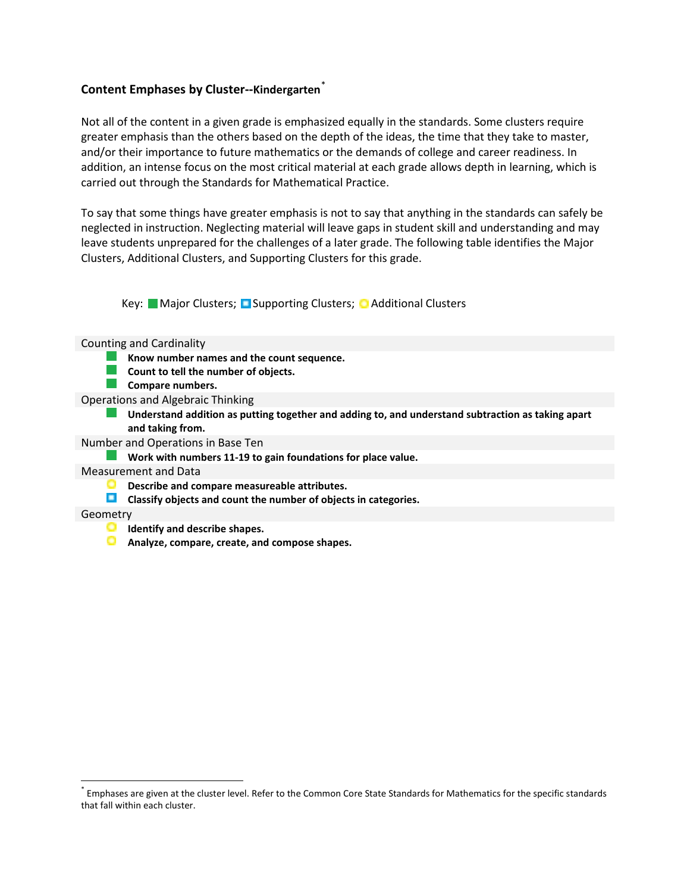## Content Emphases by Cluster--Kindergarten*

Not all of the content in a given grade is emphasized equally in the standards. Some clusters require greater emphasis than the others based on the depth of the ideas, the time that they take to master, and/or their importance to future mathematics or the demands of college and career readiness. In addition, an intense focus on the most critical material at each grade allows depth in learning, which is carried out through the Standards for Mathematical Practice.

To say that some things have greater emphasis is not to say that anything in the standards can safely be neglected in instruction. Neglecting material will leave gaps in student skill and understanding and may leave students unprepared for the challenges of a later grade. The following table identifies the Major Clusters, Additional Clusters, and Supporting Clusters for this grade.

Key: ■ Major Clusters; ◘ Supporting Clusters; ○ Additional Clusters

Counting and Cardinality

- ■ **Know number names and the count sequence.**
- ■ **Count to tell the number of objects.**
- ■ **Compare numbers.**

Operations and Algebraic Thinking

- ■ **Understand addition as putting together and adding to, and understand subtraction as taking apart and taking from.**

Number and Operations in Base Ten

- ■ **Work with numbers 11-19 to gain foundations for place value.**

Measurement and Data

- ○ **Describe and compare measureable attributes.**
- ◘ **Classify objects and count the number of objects in categories.**

Geometry

- ○ **Identify and describe shapes.**
- ○ **Analyze, compare, create, and compose shapes.**

---

* Emphases are given at the cluster level. Refer to the Common Core State Standards for Mathematics for the specific standards that fall within each cluster.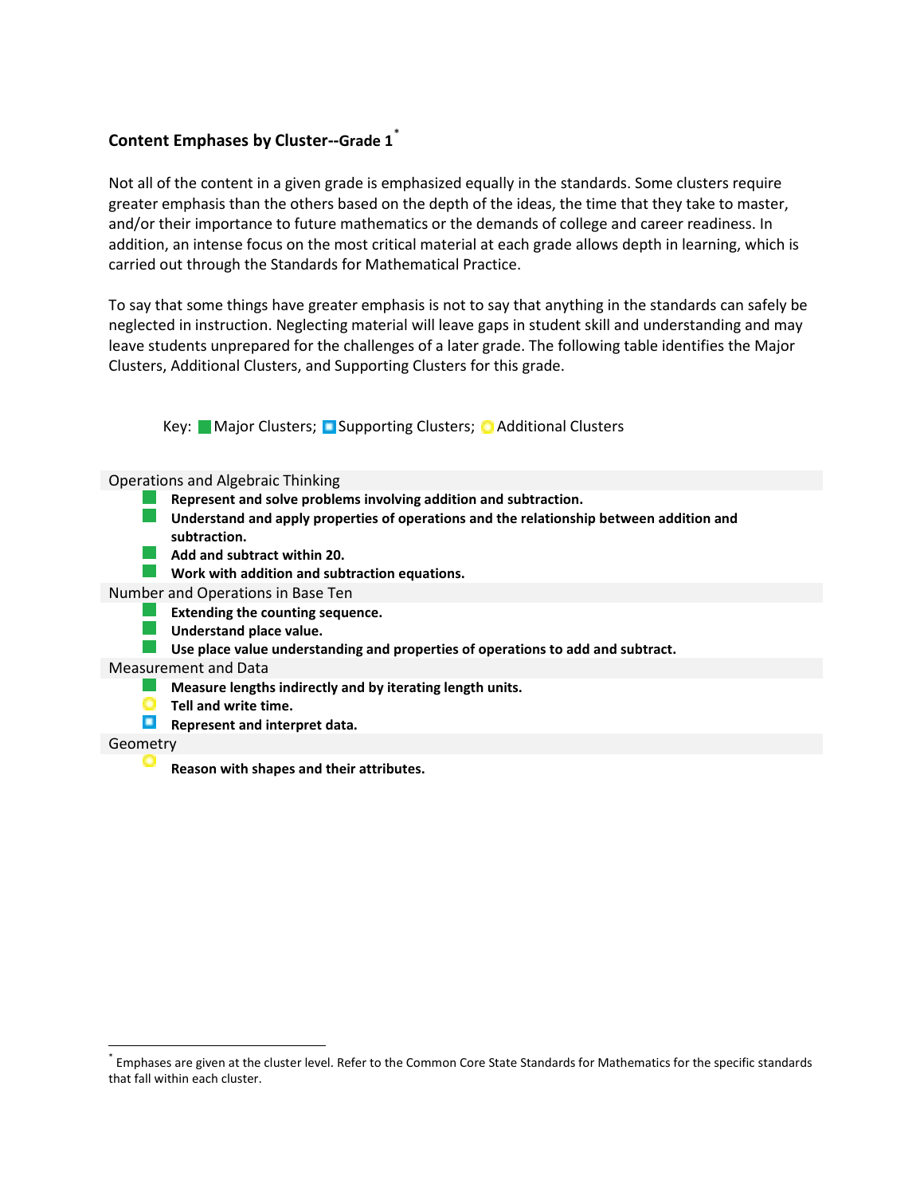## Content Emphases by Cluster--Grade 1*

Not all of the content in a given grade is emphasized equally in the standards. Some clusters require greater emphasis than the others based on the depth of the ideas, the time that they take to master, and/or their importance to future mathematics or the demands of college and career readiness. In addition, an intense focus on the most critical material at each grade allows depth in learning, which is carried out through the Standards for Mathematical Practice.

To say that some things have greater emphasis is not to say that anything in the standards can safely be neglected in instruction. Neglecting material will leave gaps in student skill and understanding and may leave students unprepared for the challenges of a later grade. The following table identifies the Major Clusters, Additional Clusters, and Supporting Clusters for this grade.

Key: ■ Major Clusters; ◻ Supporting Clusters; ○ Additional Clusters

Operations and Algebraic Thinking

- ■ **Represent and solve problems involving addition and subtraction.**
- ■ **Understand and apply properties of operations and the relationship between addition and subtraction.**
- ■ **Add and subtract within 20.**
- ■ **Work with addition and subtraction equations.**

Number and Operations in Base Ten

- ■ **Extending the counting sequence.**
- ■ **Understand place value.**
- ■ **Use place value understanding and properties of operations to add and subtract.**

Measurement and Data

- ■ **Measure lengths indirectly and by iterating length units.**
- ○ **Tell and write time.**
- ◻ **Represent and interpret data.**

Geometry

- ○ **Reason with shapes and their attributes.**

---

* Emphases are given at the cluster level. Refer to the Common Core State Standards for Mathematics for the specific standards that fall within each cluster.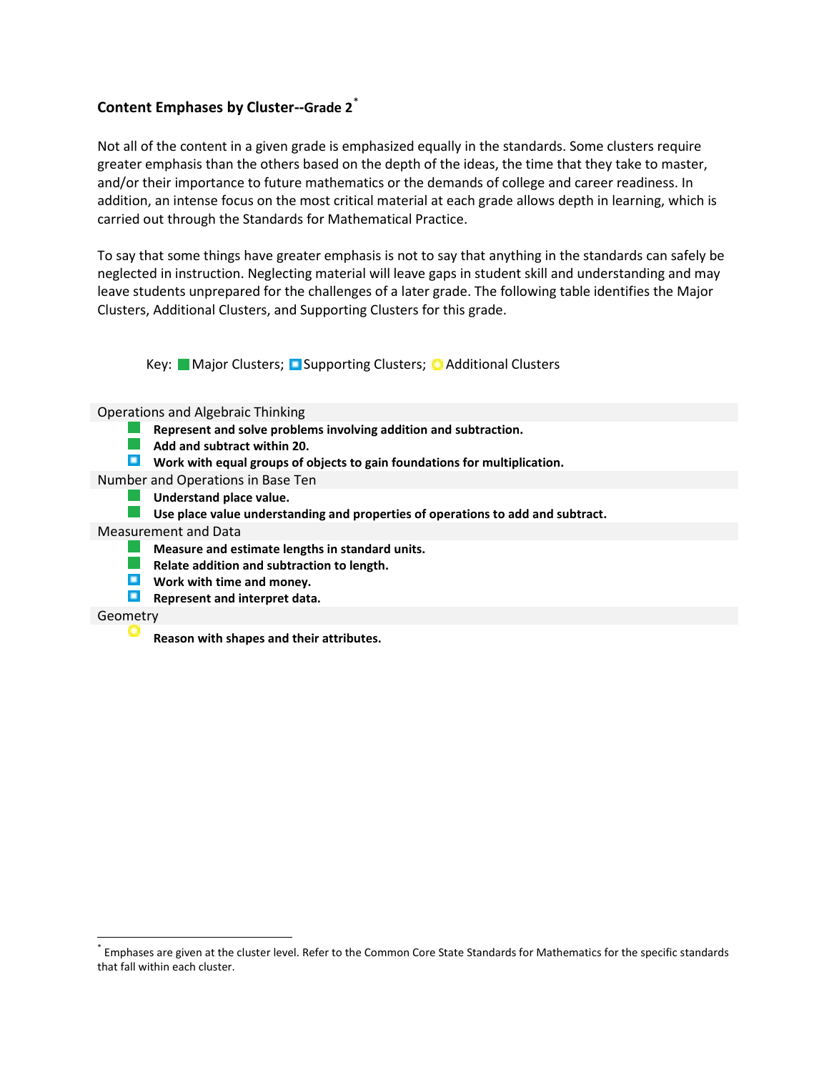## Content Emphases by Cluster--Grade 2*

Not all of the content in a given grade is emphasized equally in the standards. Some clusters require greater emphasis than the others based on the depth of the ideas, the time that they take to master, and/or their importance to future mathematics or the demands of college and career readiness. In addition, an intense focus on the most critical material at each grade allows depth in learning, which is carried out through the Standards for Mathematical Practice.

To say that some things have greater emphasis is not to say that anything in the standards can safely be neglected in instruction. Neglecting material will leave gaps in student skill and understanding and may leave students unprepared for the challenges of a later grade. The following table identifies the Major Clusters, Additional Clusters, and Supporting Clusters for this grade.

Key: ■ Major Clusters; ◘ Supporting Clusters; ○ Additional Clusters

**Operations and Algebraic Thinking**

- ■ **Represent and solve problems involving addition and subtraction.**
- ■ **Add and subtract within 20.**
- ◘ **Work with equal groups of objects to gain foundations for multiplication.**

**Number and Operations in Base Ten**

- ■ **Understand place value.**
- ■ **Use place value understanding and properties of operations to add and subtract.**

**Measurement and Data**

- ■ **Measure and estimate lengths in standard units.**
- ■ **Relate addition and subtraction to length.**
- ◘ **Work with time and money.**
- ◘ **Represent and interpret data.**

**Geometry**

- ○ **Reason with shapes and their attributes.**

---

* Emphases are given at the cluster level. Refer to the Common Core State Standards for Mathematics for the specific standards that fall within each cluster.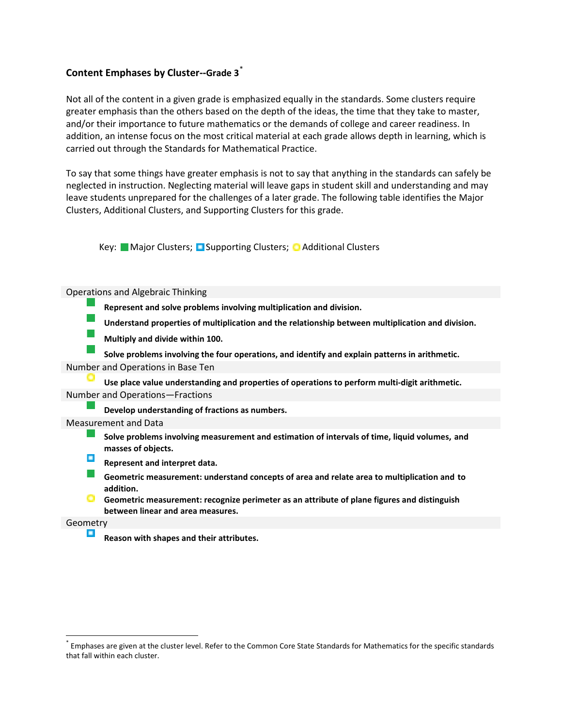## Content Emphases by Cluster--Grade 3*

Not all of the content in a given grade is emphasized equally in the standards. Some clusters require greater emphasis than the others based on the depth of the ideas, the time that they take to master, and/or their importance to future mathematics or the demands of college and career readiness. In addition, an intense focus on the most critical material at each grade allows depth in learning, which is carried out through the Standards for Mathematical Practice.

To say that some things have greater emphasis is not to say that anything in the standards can safely be neglected in instruction. Neglecting material will leave gaps in student skill and understanding and may leave students unprepared for the challenges of a later grade. The following table identifies the Major Clusters, Additional Clusters, and Supporting Clusters for this grade.

Key: ■ Major Clusters; ◘ Supporting Clusters; ○ Additional Clusters

**Operations and Algebraic Thinking**

- ■ **Represent and solve problems involving multiplication and division.**
- ■ **Understand properties of multiplication and the relationship between multiplication and division.**
- ■ **Multiply and divide within 100.**
- ■ **Solve problems involving the four operations, and identify and explain patterns in arithmetic.**

**Number and Operations in Base Ten**

- ○ **Use place value understanding and properties of operations to perform multi-digit arithmetic.**

**Number and Operations—Fractions**

- ■ **Develop understanding of fractions as numbers.**

**Measurement and Data**

- ■ **Solve problems involving measurement and estimation of intervals of time, liquid volumes, and masses of objects.**
- ◘ **Represent and interpret data.**
- ■ **Geometric measurement: understand concepts of area and relate area to multiplication and to addition.**
- ○ **Geometric measurement: recognize perimeter as an attribute of plane figures and distinguish between linear and area measures.**

**Geometry**

- ◘ **Reason with shapes and their attributes.**

---

* Emphases are given at the cluster level. Refer to the Common Core State Standards for Mathematics for the specific standards that fall within each cluster.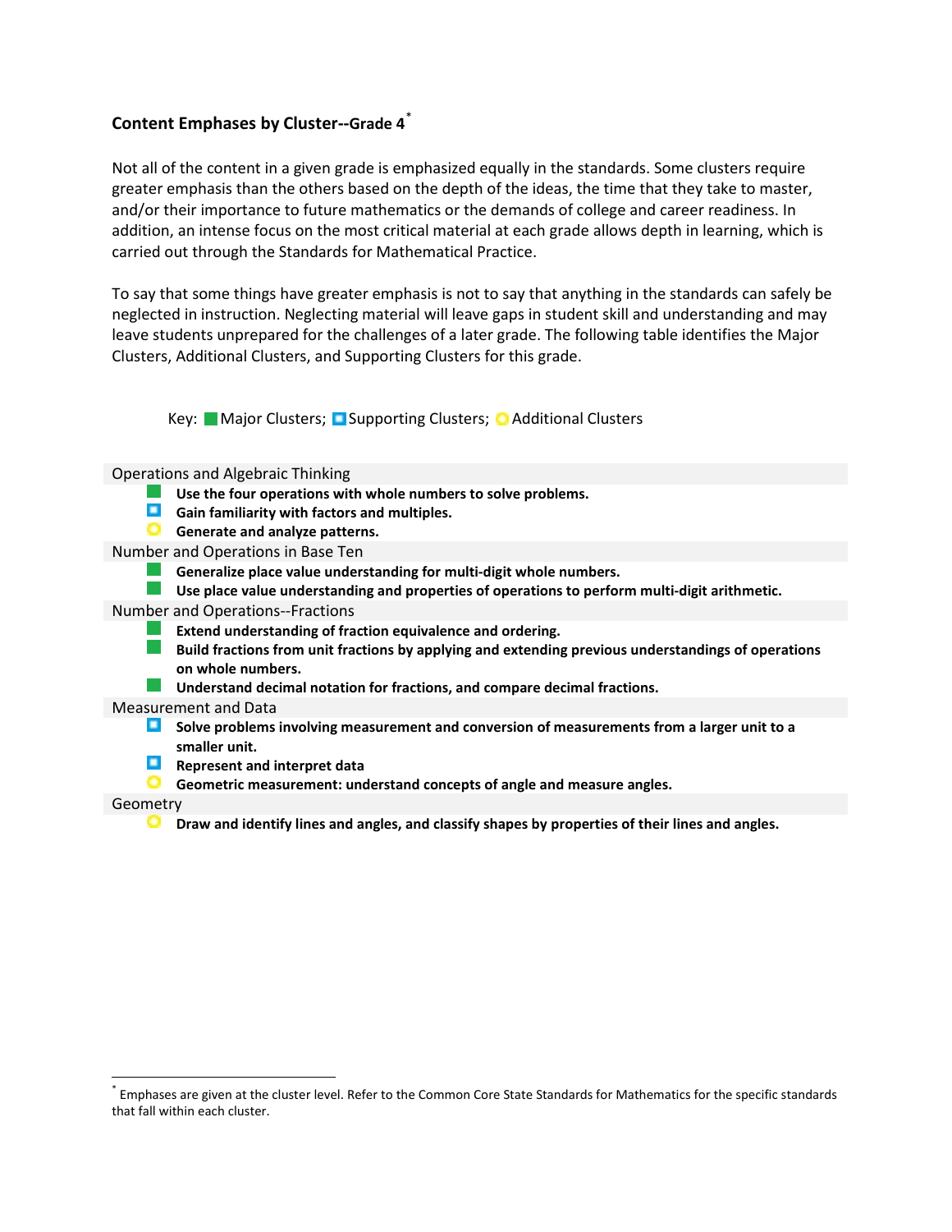## Content Emphases by Cluster--Grade 4*

Not all of the content in a given grade is emphasized equally in the standards. Some clusters require greater emphasis than the others based on the depth of the ideas, the time that they take to master, and/or their importance to future mathematics or the demands of college and career readiness. In addition, an intense focus on the most critical material at each grade allows depth in learning, which is carried out through the Standards for Mathematical Practice.

To say that some things have greater emphasis is not to say that anything in the standards can safely be neglected in instruction. Neglecting material will leave gaps in student skill and understanding and may leave students unprepared for the challenges of a later grade. The following table identifies the Major Clusters, Additional Clusters, and Supporting Clusters for this grade.

Key: ■ Major Clusters; ◘ Supporting Clusters; ○ Additional Clusters

**Operations and Algebraic Thinking**

- ■ **Use the four operations with whole numbers to solve problems.**
- ◘ **Gain familiarity with factors and multiples.**
- ○ **Generate and analyze patterns.**

**Number and Operations in Base Ten**

- ■ **Generalize place value understanding for multi-digit whole numbers.**
- ■ **Use place value understanding and properties of operations to perform multi-digit arithmetic.**

**Number and Operations--Fractions**

- ■ **Extend understanding of fraction equivalence and ordering.**
- ■ **Build fractions from unit fractions by applying and extending previous understandings of operations on whole numbers.**
- ■ **Understand decimal notation for fractions, and compare decimal fractions.**

**Measurement and Data**

- ◘ **Solve problems involving measurement and conversion of measurements from a larger unit to a smaller unit.**
- ◘ **Represent and interpret data**
- ○ **Geometric measurement: understand concepts of angle and measure angles.**

**Geometry**

- ○ **Draw and identify lines and angles, and classify shapes by properties of their lines and angles.**

---

* Emphases are given at the cluster level. Refer to the Common Core State Standards for Mathematics for the specific standards that fall within each cluster.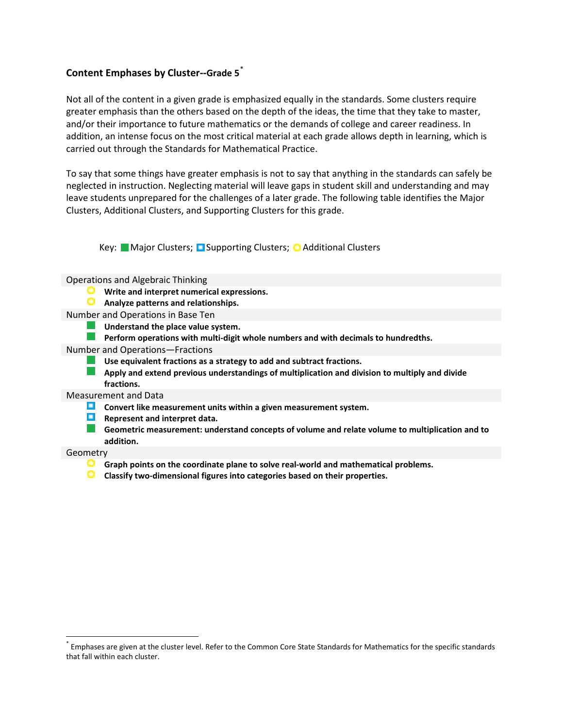## Content Emphases by Cluster--Grade 5[*]

Not all of the content in a given grade is emphasized equally in the standards. Some clusters require greater emphasis than the others based on the depth of the ideas, the time that they take to master, and/or their importance to future mathematics or the demands of college and career readiness. In addition, an intense focus on the most critical material at each grade allows depth in learning, which is carried out through the Standards for Mathematical Practice.

To say that some things have greater emphasis is not to say that anything in the standards can safely be neglected in instruction. Neglecting material will leave gaps in student skill and understanding and may leave students unprepared for the challenges of a later grade. The following table identifies the Major Clusters, Additional Clusters, and Supporting Clusters for this grade.

Key: ■ Major Clusters; ◘ Supporting Clusters; ○ Additional Clusters

**Operations and Algebraic Thinking**

- ○ **Write and interpret numerical expressions.**
- ○ **Analyze patterns and relationships.**

**Number and Operations in Base Ten**

- ■ **Understand the place value system.**
- ■ **Perform operations with multi-digit whole numbers and with decimals to hundredths.**

**Number and Operations—Fractions**

- ■ **Use equivalent fractions as a strategy to add and subtract fractions.**
- ■ **Apply and extend previous understandings of multiplication and division to multiply and divide fractions.**

**Measurement and Data**

- ◘ **Convert like measurement units within a given measurement system.**
- ◘ **Represent and interpret data.**
- ■ **Geometric measurement: understand concepts of volume and relate volume to multiplication and to addition.**

**Geometry**

- ○ **Graph points on the coordinate plane to solve real-world and mathematical problems.**
- ○ **Classify two-dimensional figures into categories based on their properties.**

---

[*] Emphases are given at the cluster level. Refer to the Common Core State Standards for Mathematics for the specific standards that fall within each cluster.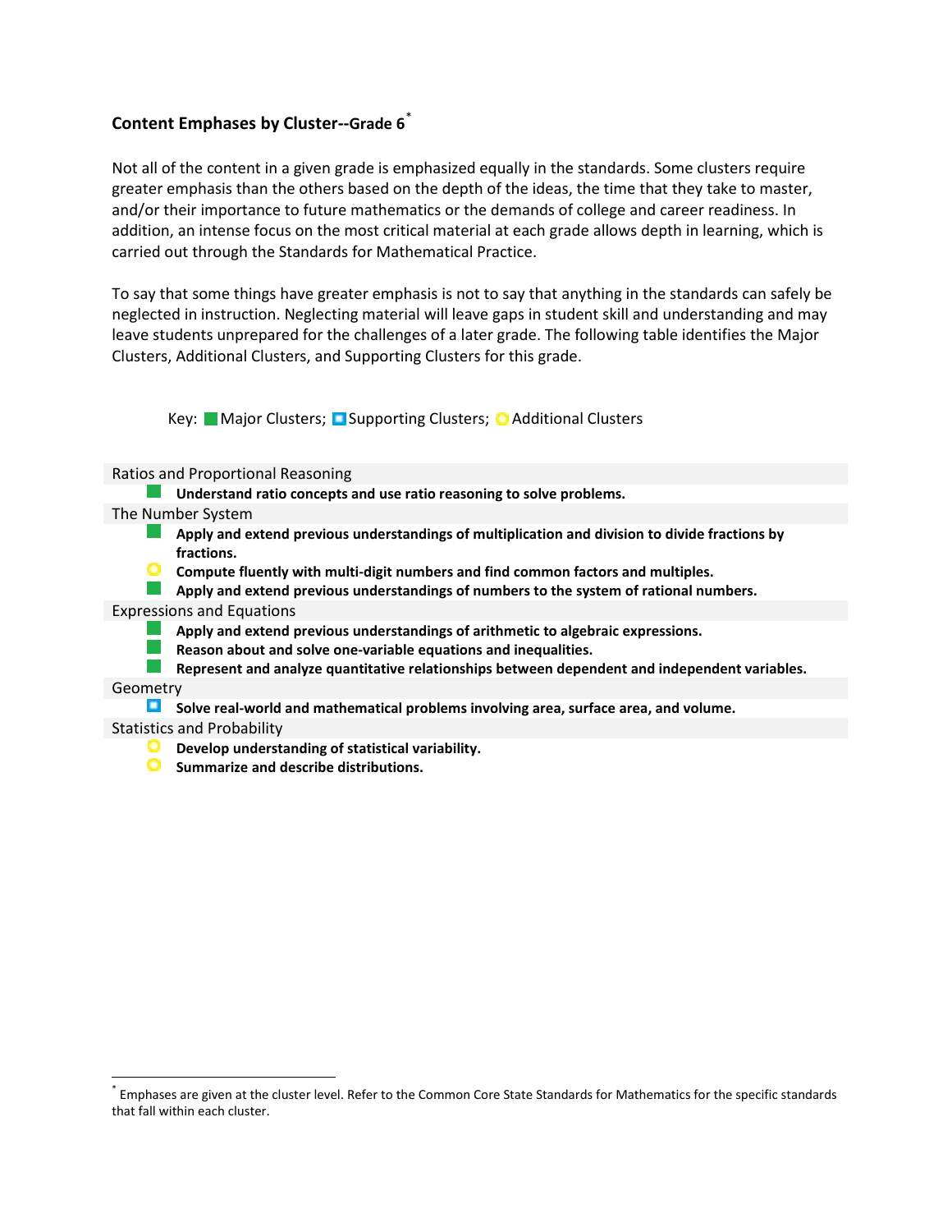### Content Emphases by Cluster--Grade 6[*]

Not all of the content in a given grade is emphasized equally in the standards. Some clusters require greater emphasis than the others based on the depth of the ideas, the time that they take to master, and/or their importance to future mathematics or the demands of college and career readiness. In addition, an intense focus on the most critical material at each grade allows depth in learning, which is carried out through the Standards for Mathematical Practice.

To say that some things have greater emphasis is not to say that anything in the standards can safely be neglected in instruction. Neglecting material will leave gaps in student skill and understanding and may leave students unprepared for the challenges of a later grade. The following table identifies the Major Clusters, Additional Clusters, and Supporting Clusters for this grade.

Key: ■ Major Clusters; ◘ Supporting Clusters; ○ Additional Clusters

Ratios and Proportional Reasoning

- ■ **Understand ratio concepts and use ratio reasoning to solve problems.**

The Number System

- ■ **Apply and extend previous understandings of multiplication and division to divide fractions by fractions.**
- ○ **Compute fluently with multi-digit numbers and find common factors and multiples.**
- ■ **Apply and extend previous understandings of numbers to the system of rational numbers.**

Expressions and Equations

- ■ **Apply and extend previous understandings of arithmetic to algebraic expressions.**
- ■ **Reason about and solve one-variable equations and inequalities.**
- ■ **Represent and analyze quantitative relationships between dependent and independent variables.**

Geometry

- ◘ **Solve real-world and mathematical problems involving area, surface area, and volume.**

Statistics and Probability

- ○ **Develop understanding of statistical variability.**
- ○ **Summarize and describe distributions.**

---

[*] Emphases are given at the cluster level. Refer to the Common Core State Standards for Mathematics for the specific standards that fall within each cluster.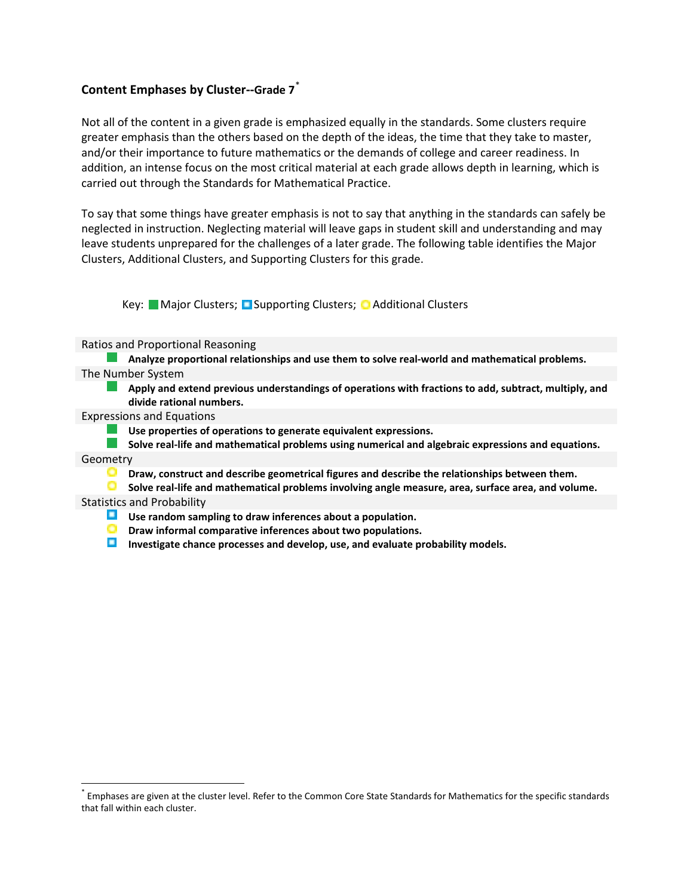## Content Emphases by Cluster--Grade 7[*]

Not all of the content in a given grade is emphasized equally in the standards. Some clusters require greater emphasis than the others based on the depth of the ideas, the time that they take to master, and/or their importance to future mathematics or the demands of college and career readiness. In addition, an intense focus on the most critical material at each grade allows depth in learning, which is carried out through the Standards for Mathematical Practice.

To say that some things have greater emphasis is not to say that anything in the standards can safely be neglected in instruction. Neglecting material will leave gaps in student skill and understanding and may leave students unprepared for the challenges of a later grade. The following table identifies the Major Clusters, Additional Clusters, and Supporting Clusters for this grade.

Key: ■ Major Clusters; ◘ Supporting Clusters; ○ Additional Clusters

Ratios and Proportional Reasoning

- ■ **Analyze proportional relationships and use them to solve real-world and mathematical problems.**

The Number System

- ■ **Apply and extend previous understandings of operations with fractions to add, subtract, multiply, and divide rational numbers.**

Expressions and Equations

- ■ **Use properties of operations to generate equivalent expressions.**
- ■ **Solve real-life and mathematical problems using numerical and algebraic expressions and equations.**

Geometry

- ○ **Draw, construct and describe geometrical figures and describe the relationships between them.**
- ○ **Solve real-life and mathematical problems involving angle measure, area, surface area, and volume.**

Statistics and Probability

- ◘ **Use random sampling to draw inferences about a population.**
- ○ **Draw informal comparative inferences about two populations.**
- ◘ **Investigate chance processes and develop, use, and evaluate probability models.**

---

[*] Emphases are given at the cluster level. Refer to the Common Core State Standards for Mathematics for the specific standards that fall within each cluster.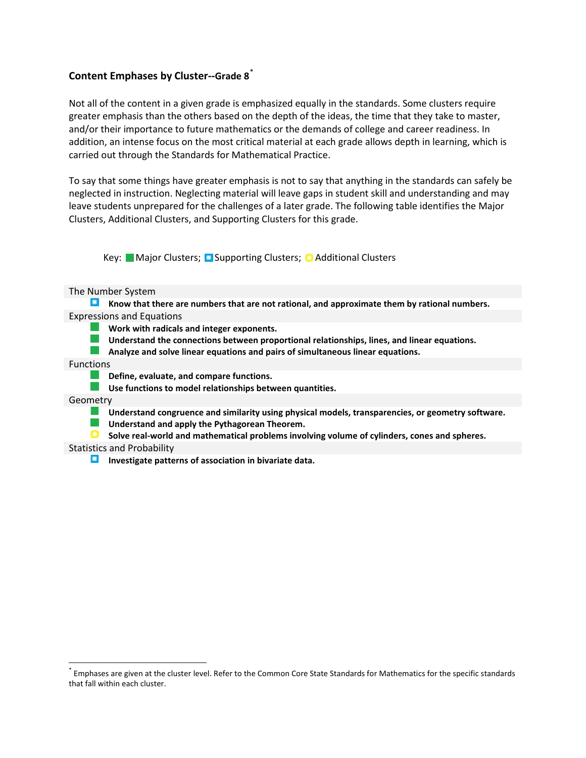## Content Emphases by Cluster--Grade 8*

Not all of the content in a given grade is emphasized equally in the standards. Some clusters require greater emphasis than the others based on the depth of the ideas, the time that they take to master, and/or their importance to future mathematics or the demands of college and career readiness. In addition, an intense focus on the most critical material at each grade allows depth in learning, which is carried out through the Standards for Mathematical Practice.

To say that some things have greater emphasis is not to say that anything in the standards can safely be neglected in instruction. Neglecting material will leave gaps in student skill and understanding and may leave students unprepared for the challenges of a later grade. The following table identifies the Major Clusters, Additional Clusters, and Supporting Clusters for this grade.

Key: ■ Major Clusters; ◘ Supporting Clusters; ○ Additional Clusters

The Number System

- ◘ **Know that there are numbers that are not rational, and approximate them by rational numbers.**

Expressions and Equations

- ■ **Work with radicals and integer exponents.**
- ■ **Understand the connections between proportional relationships, lines, and linear equations.**
- ■ **Analyze and solve linear equations and pairs of simultaneous linear equations.**

Functions

- ■ **Define, evaluate, and compare functions.**
- ■ **Use functions to model relationships between quantities.**

Geometry

- ■ **Understand congruence and similarity using physical models, transparencies, or geometry software.**
- ■ **Understand and apply the Pythagorean Theorem.**
- ○ **Solve real-world and mathematical problems involving volume of cylinders, cones and spheres.**

Statistics and Probability

- ◘ **Investigate patterns of association in bivariate data.**

---

* Emphases are given at the cluster level. Refer to the Common Core State Standards for Mathematics for the specific standards that fall within each cluster.